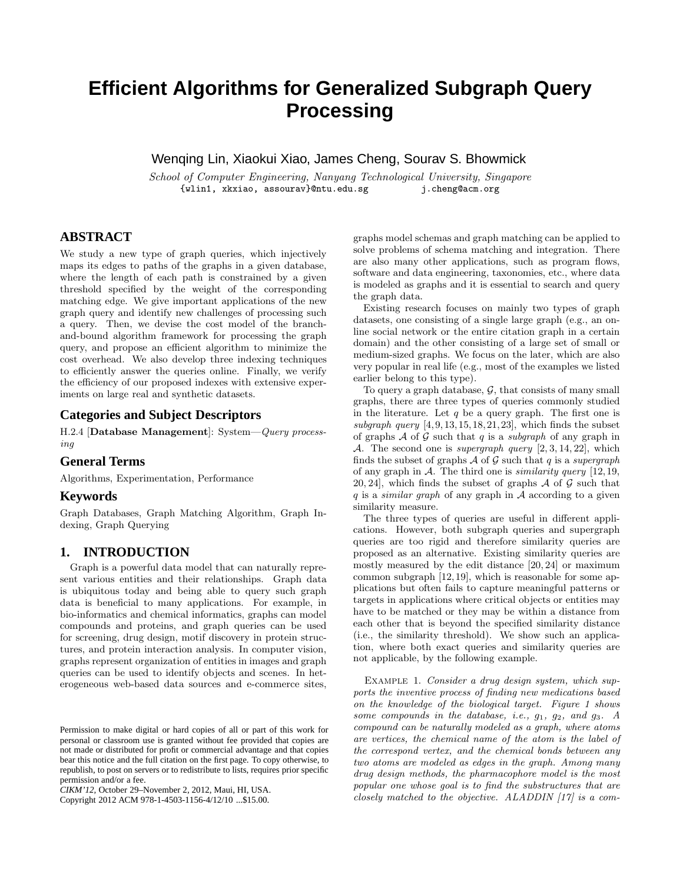# Efficient Algorithms for Generalized Subgraph Query Processing

Wenqing Lin, Xiaokui Xiao, James Cheng, Sourav S. Bhowmick

*School of Computer Engineering, Nanyang Technological University, Singapore*
{wlin1, xkxiao, assourav}@ntu.edu.sg j.cheng@acm.org

## ABSTRACT

We study a new type of graph queries, which injectively maps its edges to paths of the graphs in a given database, where the length of each path is constrained by a given threshold specified by the weight of the corresponding matching edge. We give important applications of the new graph query and identify new challenges of processing such a query. Then, we devise the cost model of the branch-and-bound algorithm framework for processing the graph query, and propose an efficient algorithm to minimize the cost overhead. We also develop three indexing techniques to efficiently answer the queries online. Finally, we verify the efficiency of our proposed indexes with extensive experiments on large real and synthetic datasets.

## Categories and Subject Descriptors

H.2.4 [**Database Management**]: System—*Query processing*

## General Terms

Algorithms, Experimentation, Performance

## Keywords

Graph Databases, Graph Matching Algorithm, Graph Indexing, Graph Querying

## 1. INTRODUCTION

Graph is a powerful data model that can naturally represent various entities and their relationships. Graph data is ubiquitous today and being able to query such graph data is beneficial to many applications. For example, in bio-informatics and chemical informatics, graphs can model compounds and proteins, and graph queries can be used for screening, drug design, motif discovery in protein structures, and protein interaction analysis. In computer vision, graphs represent organization of entities in images and graph queries can be used to identify objects and scenes. In heterogeneous web-based data sources and e-commerce sites, graphs model schemas and graph matching can be applied to solve problems of schema matching and integration. There are also many other applications, such as program flows, software and data engineering, taxonomies, etc., where data is modeled as graphs and it is essential to search and query the graph data.

Existing research focuses on mainly two types of graph datasets, one consisting of a single large graph (e.g., an online social network or the entire citation graph in a certain domain) and the other consisting of a large set of small or medium-sized graphs. We focus on the later, which are also very popular in real life (e.g., most of the examples we listed earlier belong to this type).

To query a graph database, $\mathcal{G}$, that consists of many small graphs, there are three types of queries commonly studied in the literature. Let $q$ be a query graph. The first one is *subgraph query* [4,9,13,15,18,21,23], which finds the subset of graphs $\mathcal{A}$ of $\mathcal{G}$ such that $q$ is a *subgraph* of any graph in $\mathcal{A}$. The second one is *supergraph query* [2,3,14,22], which finds the subset of graphs $\mathcal{A}$ of $\mathcal{G}$ such that $q$ is a *supergraph* of any graph in $\mathcal{A}$. The third one is *similarity query* [12,19,20,24], which finds the subset of graphs $\mathcal{A}$ of $\mathcal{G}$ such that $q$ is a *similar graph* of any graph in $\mathcal{A}$ according to a given similarity measure.

The three types of queries are useful in different applications. However, both subgraph queries and supergraph queries are too rigid and therefore similarity queries are proposed as an alternative. Existing similarity queries are mostly measured by the edit distance [20,24] or maximum common subgraph [12,19], which is reasonable for some applications but often fails to capture meaningful patterns or targets in applications where critical objects or entities may have to be matched or they may be within a distance from each other that is beyond the specified similarity distance (i.e., the similarity threshold). We show such an application, where both exact queries and similarity queries are not applicable, by the following example.

Example 1. *Consider a drug design system, which supports the inventive process of finding new medications based on the knowledge of the biological target. Figure 1 shows some compounds in the database, i.e., $g_1$, $g_2$, and $g_3$. A compound can be naturally modeled as a graph, where atoms are vertices, the chemical name of the atom is the label of the correspond vertex, and the chemical bonds between any two atoms are modeled as edges in the graph. Among many drug design methods, the pharmacophore model is the most popular one whose goal is to find the substructures that are closely matched to the objective. ALADDIN [17] is a com-*

Permission to make digital or hard copies of all or part of this work for personal or classroom use is granted without fee provided that copies are not made or distributed for profit or commercial advantage and that copies bear this notice and the full citation on the first page. To copy otherwise, to republish, to post on servers or to redistribute to lists, requires prior specific permission and/or a fee.
*CIKM'12,* October 29–November 2, 2012, Maui, HI, USA.
Copyright 2012 ACM 978-1-4503-1156-4/12/10 ...$15.00.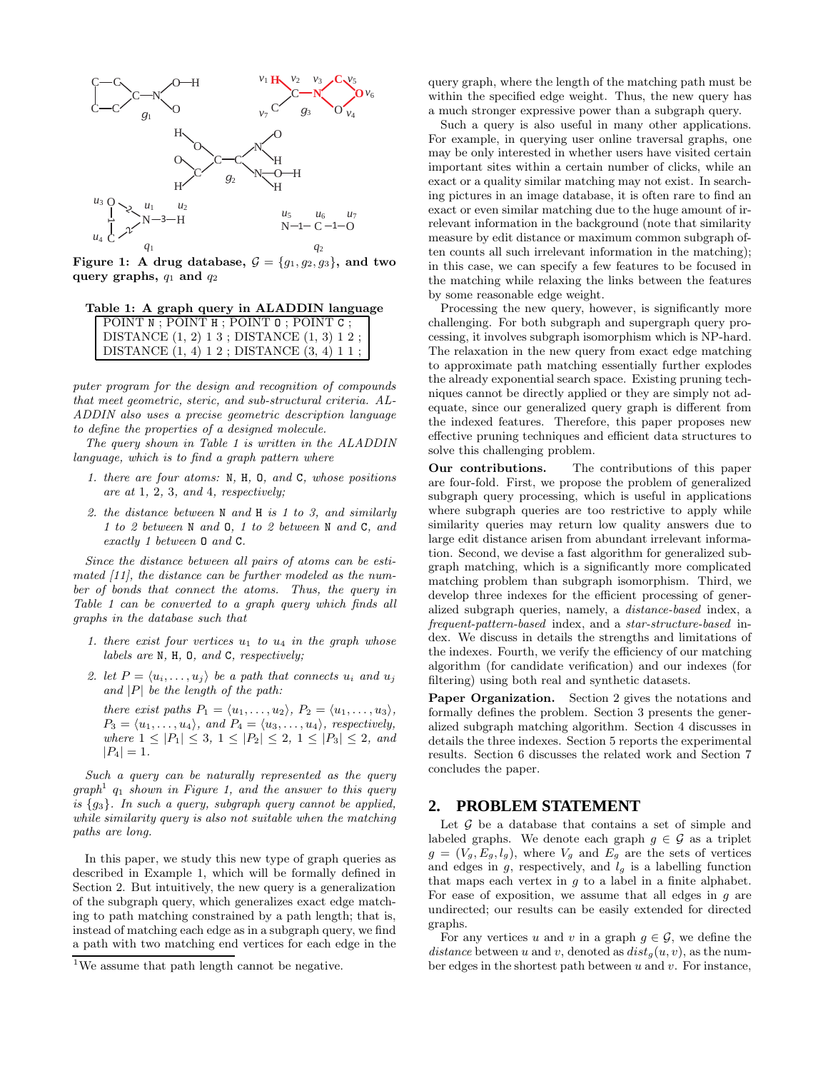**Figure 1: A drug database, $\mathcal{G} = \{g_1, g_2, g_3\}$, and two query graphs, $q_1$ and $q_2$**

**Table 1: A graph query in ALADDIN language**

| POINT N ; POINT H ; POINT O ; POINT C ; |
|---|
| DISTANCE (1, 2) 1 3 ; DISTANCE (1, 3) 1 2 ; |
| DISTANCE (1, 4) 1 2 ; DISTANCE (3, 4) 1 1 ; |

*puter program for the design and recognition of compounds that meet geometric, steric, and sub-structural criteria. ALADDIN also uses a precise geometric description language to define the properties of a designed molecule.*

*The query shown in Table 1 is written in the ALADDIN language, which is to find a graph pattern where*

1. *there are four atoms:* N, H, O, *and* C, *whose positions are at 1, 2, 3, and 4, respectively;*
2. *the distance between* N *and* H *is 1 to 3, and similarly 1 to 2 between* N *and* O, *1 to 2 between* N *and* C, *and exactly 1 between* O *and* C.

*Since the distance between all pairs of atoms can be estimated [11], the distance can be further modeled as the number of bonds that connect the atoms. Thus, the query in Table 1 can be converted to a graph query which finds all graphs in the database such that*

1. *there exist four vertices $u_1$ to $u_4$ in the graph whose labels are* N, H, O, *and* C, *respectively;*
2. *let $P = \langle u_i, \ldots, u_j \rangle$ be a path that connects $u_i$ and $u_j$ and $|P|$ be the length of the path:*

   *there exist paths $P_1 = \langle u_1, \ldots, u_2 \rangle$, $P_2 = \langle u_1, \ldots, u_3 \rangle$, $P_3 = \langle u_1, \ldots, u_4 \rangle$, and $P_4 = \langle u_3, \ldots, u_4 \rangle$, respectively, where $1 \leq |P_1| \leq 3$, $1 \leq |P_2| \leq 2$, $1 \leq |P_3| \leq 2$, and $|P_4| = 1$.*

*Such a query can be naturally represented as the query graph[1] $q_1$ shown in Figure 1, and the answer to this query is $\{g_3\}$. In such a query, subgraph query cannot be applied, while similarity query is also not suitable when the matching paths are long.*

In this paper, we study this new type of graph queries as described in Example 1, which will be formally defined in Section 2. But intuitively, the new query is a generalization of the subgraph query, which generalizes exact edge matching to path matching constrained by a path length; that is, instead of matching each edge as in a subgraph query, we find a path with two matching end vertices for each edge in the query graph, where the length of the matching path must be within the specified edge weight. Thus, the new query has a much stronger expressive power than a subgraph query.

Such a query is also useful in many other applications. For example, in querying user online traversal graphs, one may be only interested in whether users have visited certain important sites within a certain number of clicks, while an exact or a quality similar matching may not exist. In searching pictures in an image database, it is often rare to find an exact or even similar matching due to the huge amount of irrelevant information in the background (note that similarity measure by edit distance or maximum common subgraph often counts all such irrelevant information in the matching); in this case, we can specify a few features to be focused in the matching while relaxing the links between the features by some reasonable edge weight.

Processing the new query, however, is significantly more challenging. For both subgraph and supergraph query processing, it involves subgraph isomorphism which is NP-hard. The relaxation in the new query from exact edge matching to approximate path matching essentially further explodes the already exponential search space. Existing pruning techniques cannot be directly applied or they are simply not adequate, since our generalized query graph is different from the indexed features. Therefore, this paper proposes new effective pruning techniques and efficient data structures to solve this challenging problem.

**Our contributions.** The contributions of this paper are four-fold. First, we propose the problem of generalized subgraph query processing, which is useful in applications where subgraph queries are too restrictive to apply while similarity queries may return low quality answers due to large edit distance arisen from abundant irrelevant information. Second, we devise a fast algorithm for generalized subgraph matching, which is a significantly more complicated matching problem than subgraph isomorphism. Third, we develop three indexes for the efficient processing of generalized subgraph queries, namely, a *distance-based* index, a *frequent-pattern-based* index, and a *star-structure-based* index. We discuss in details the strengths and limitations of the indexes. Fourth, we verify the efficiency of our matching algorithm (for candidate verification) and our indexes (for filtering) using both real and synthetic datasets.

**Paper Organization.** Section 2 gives the notations and formally defines the problem. Section 3 presents the generalized subgraph matching algorithm. Section 4 discusses in details the three indexes. Section 5 reports the experimental results. Section 6 discusses the related work and Section 7 concludes the paper.

## 2. PROBLEM STATEMENT

Let $\mathcal{G}$ be a database that contains a set of simple and labeled graphs. We denote each graph $g \in \mathcal{G}$ as a triplet $g = (V_g, E_g, l_g)$, where $V_g$ and $E_g$ are the sets of vertices and edges in $g$, respectively, and $l_g$ is a labelling function that maps each vertex in $g$ to a label in a finite alphabet. For ease of exposition, we assume that all edges in $g$ are undirected; our results can be easily extended for directed graphs.

For any vertices $u$ and $v$ in a graph $g \in \mathcal{G}$, we define the *distance* between $u$ and $v$, denoted as $dist_g(u, v)$, as the number edges in the shortest path between $u$ and $v$. For instance,

[1] We assume that path length cannot be negative.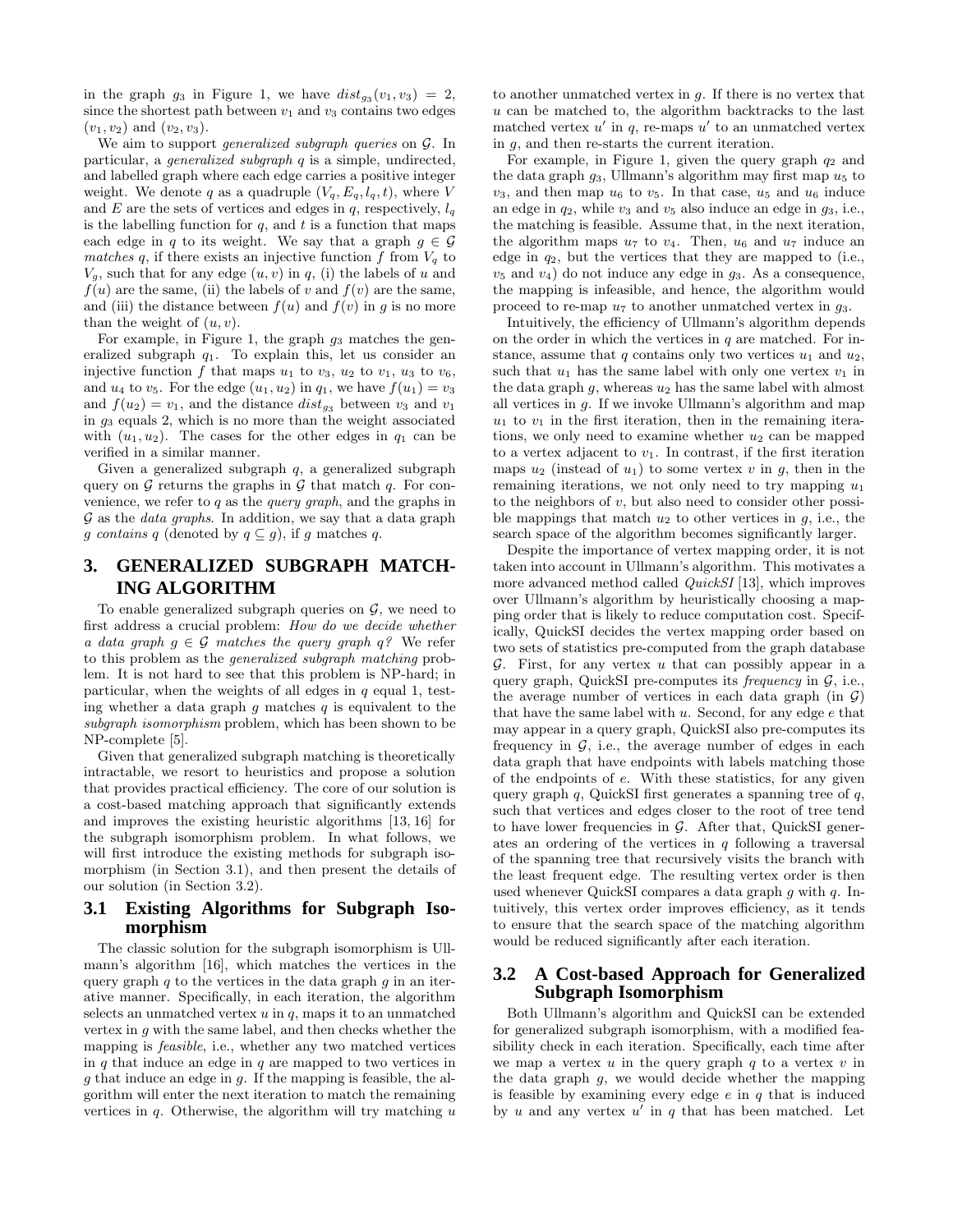in the graph $g_3$ in Figure 1, we have $dist_{g_3}(v_1, v_3) = 2$, since the shortest path between $v_1$ and $v_3$ contains two edges $(v_1, v_2)$ and $(v_2, v_3)$.

We aim to support *generalized subgraph queries* on $\mathcal{G}$. In particular, a *generalized subgraph* $q$ is a simple, undirected, and labelled graph where each edge carries a positive integer weight. We denote $q$ as a quadruple $(V_q, E_q, l_q, t)$, where $V$ and $E$ are the sets of vertices and edges in $q$, respectively, $l_q$ is the labelling function for $q$, and $t$ is a function that maps each edge in $q$ to its weight. We say that a graph $g \in \mathcal{G}$ *matches* $q$, if there exists an injective function $f$ from $V_q$ to $V_g$, such that for any edge $(u, v)$ in $q$, (i) the labels of $u$ and $f(u)$ are the same, (ii) the labels of $v$ and $f(v)$ are the same, and (iii) the distance between $f(u)$ and $f(v)$ in $g$ is no more than the weight of $(u, v)$.

For example, in Figure 1, the graph $g_3$ matches the generalized subgraph $q_1$. To explain this, let us consider an injective function $f$ that maps $u_1$ to $v_3$, $u_2$ to $v_1$, $u_3$ to $v_6$, and $u_4$ to $v_5$. For the edge $(u_1, u_2)$ in $q_1$, we have $f(u_1) = v_3$ and $f(u_2) = v_1$, and the distance $dist_{g_3}$ between $v_3$ and $v_1$ in $g_3$ equals 2, which is no more than the weight associated with $(u_1, u_2)$. The cases for the other edges in $q_1$ can be verified in a similar manner.

Given a generalized subgraph $q$, a generalized subgraph query on $\mathcal{G}$ returns the graphs in $\mathcal{G}$ that match $q$. For convenience, we refer to $q$ as the *query graph*, and the graphs in $\mathcal{G}$ as the *data graphs*. In addition, we say that a data graph $g$ *contains* $q$ (denoted by $q \subseteq g$), if $g$ matches $q$.

## 3. GENERALIZED SUBGRAPH MATCHING ALGORITHM

To enable generalized subgraph queries on $\mathcal{G}$, we need to first address a crucial problem: *How do we decide whether a data graph $g \in \mathcal{G}$ matches the query graph $q$?* We refer to this problem as the *generalized subgraph matching* problem. It is not hard to see that this problem is NP-hard; in particular, when the weights of all edges in $q$ equal 1, testing whether a data graph $g$ matches $q$ is equivalent to the *subgraph isomorphism* problem, which has been shown to be NP-complete [5].

Given that generalized subgraph matching is theoretically intractable, we resort to heuristics and propose a solution that provides practical efficiency. The core of our solution is a cost-based matching approach that significantly extends and improves the existing heuristic algorithms [13, 16] for the subgraph isomorphism problem. In what follows, we will first introduce the existing methods for subgraph isomorphism (in Section 3.1), and then present the details of our solution (in Section 3.2).

### 3.1 Existing Algorithms for Subgraph Isomorphism

The classic solution for the subgraph isomorphism is Ullmann's algorithm [16], which matches the vertices in the query graph $q$ to the vertices in the data graph $g$ in an iterative manner. Specifically, in each iteration, the algorithm selects an unmatched vertex $u$ in $q$, maps it to an unmatched vertex in $g$ with the same label, and then checks whether the mapping is *feasible*, i.e., whether any two matched vertices in $q$ that induce an edge in $q$ are mapped to two vertices in $g$ that induce an edge in $g$. If the mapping is feasible, the algorithm will enter the next iteration to match the remaining vertices in $q$. Otherwise, the algorithm will try matching $u$ to another unmatched vertex in $g$. If there is no vertex that $u$ can be matched to, the algorithm backtracks to the last matched vertex $u'$ in $q$, re-maps $u'$ to an unmatched vertex in $g$, and then re-starts the current iteration.

For example, in Figure 1, given the query graph $q_2$ and the data graph $g_3$, Ullmann's algorithm may first map $u_5$ to $v_3$, and then map $u_6$ to $v_5$. In that case, $u_5$ and $u_6$ induce an edge in $q_2$, while $v_3$ and $v_5$ also induce an edge in $g_3$, i.e., the matching is feasible. Assume that, in the next iteration, the algorithm maps $u_7$ to $v_4$. Then, $u_6$ and $u_7$ induce an edge in $q_2$, but the vertices that they are mapped to (i.e., $v_5$ and $v_4$) do not induce any edge in $g_3$. As a consequence, the mapping is infeasible, and hence, the algorithm would proceed to re-map $u_7$ to another unmatched vertex in $g_3$.

Intuitively, the efficiency of Ullmann's algorithm depends on the order in which the vertices in $q$ are matched. For instance, assume that $q$ contains only two vertices $u_1$ and $u_2$, such that $u_1$ has the same label with only one vertex $v_1$ in the data graph $g$, whereas $u_2$ has the same label with almost all vertices in $g$. If we invoke Ullmann's algorithm and map $u_1$ to $v_1$ in the first iteration, then in the remaining iterations, we only need to examine whether $u_2$ can be mapped to a vertex adjacent to $v_1$. In contrast, if the first iteration maps $u_2$ (instead of $u_1$) to some vertex $v$ in $g$, then in the remaining iterations, we not only need to try mapping $u_1$ to the neighbors of $v$, but also need to consider other possible mappings that match $u_2$ to other vertices in $g$, i.e., the search space of the algorithm becomes significantly larger.

Despite the importance of vertex mapping order, it is not taken into account in Ullmann's algorithm. This motivates a more advanced method called *QuickSI* [13], which improves over Ullmann's algorithm by heuristically choosing a mapping order that is likely to reduce computation cost. Specifically, QuickSI decides the vertex mapping order based on two sets of statistics pre-computed from the graph database $\mathcal{G}$. First, for any vertex $u$ that can possibly appear in a query graph, QuickSI pre-computes its *frequency* in $\mathcal{G}$, i.e., the average number of vertices in each data graph (in $\mathcal{G}$) that have the same label with $u$. Second, for any edge $e$ that may appear in a query graph, QuickSI also pre-computes its frequency in $\mathcal{G}$, i.e., the average number of edges in each data graph that have endpoints with labels matching those of the endpoints of $e$. With these statistics, for any given query graph $q$, QuickSI first generates a spanning tree of $q$, such that vertices and edges closer to the root of tree tend to have lower frequencies in $\mathcal{G}$. After that, QuickSI generates an ordering of the vertices in $q$ following a traversal of the spanning tree that recursively visits the branch with the least frequent edge. The resulting vertex order is then used whenever QuickSI compares a data graph $g$ with $q$. Intuitively, this vertex order improves efficiency, as it tends to ensure that the search space of the matching algorithm would be reduced significantly after each iteration.

### 3.2 A Cost-based Approach for Generalized Subgraph Isomorphism

Both Ullmann's algorithm and QuickSI can be extended for generalized subgraph isomorphism, with a modified feasibility check in each iteration. Specifically, each time after we map a vertex $u$ in the query graph $q$ to a vertex $v$ in the data graph $g$, we would decide whether the mapping is feasible by examining every edge $e$ in $q$ that is induced by $u$ and any vertex $u'$ in $q$ that has been matched. Let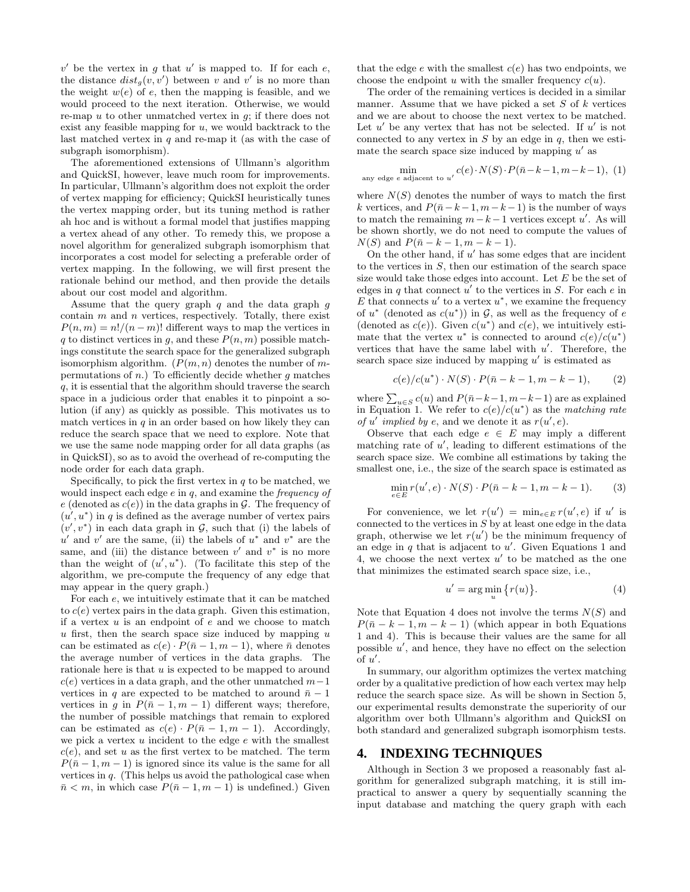$v'$ be the vertex in $g$ that $u'$ is mapped to. If for each $e$, the distance $dist_g(v, v')$ between $v$ and $v'$ is no more than the weight $w(e)$ of $e$, then the mapping is feasible, and we would proceed to the next iteration. Otherwise, we would re-map $u$ to other unmatched vertex in $g$; if there does not exist any feasible mapping for $u$, we would backtrack to the last matched vertex in $q$ and re-map it (as with the case of subgraph isomorphism).

The aforementioned extensions of Ullmann's algorithm and QuickSI, however, leave much room for improvements. In particular, Ullmann's algorithm does not exploit the order of vertex mapping for efficiency; QuickSI heuristically tunes the vertex mapping order, but its tuning method is rather ah hoc and is without a formal model that justifies mapping a vertex ahead of any other. To remedy this, we propose a novel algorithm for generalized subgraph isomorphism that incorporates a cost model for selecting a preferable order of vertex mapping. In the following, we will first present the rationale behind our method, and then provide the details about our cost model and algorithm.

Assume that the query graph $q$ and the data graph $g$ contain $m$ and $n$ vertices, respectively. Totally, there exist $P(n, m) = n!/(n-m)!$ different ways to map the vertices in $q$ to distinct vertices in $g$, and these $P(n, m)$ possible matchings constitute the search space for the generalized subgraph isomorphism algorithm. ($P(m, n)$ denotes the number of $m$-permutations of $n$.) To efficiently decide whether $g$ matches $q$, it is essential that the algorithm should traverse the search space in a judicious order that enables it to pinpoint a solution (if any) as quickly as possible. This motivates us to match vertices in $q$ in an order based on how likely they can reduce the search space that we need to explore. Note that we use the same node mapping order for all data graphs (as in QuickSI), so as to avoid the overhead of re-computing the node order for each data graph.

Specifically, to pick the first vertex in $q$ to be matched, we would inspect each edge $e$ in $q$, and examine the *frequency of* $e$ (denoted as $c(e)$) in the data graphs in $\mathcal{G}$. The frequency of $(u', u^*)$ in $q$ is defined as the average number of vertex pairs $(v', v^*)$ in each data graph in $\mathcal{G}$, such that (i) the labels of $u'$ and $v'$ are the same, (ii) the labels of $u^*$ and $v^*$ are the same, and (iii) the distance between $v'$ and $v^*$ is no more than the weight of $(u', u^*)$. (To facilitate this step of the algorithm, we pre-compute the frequency of any edge that may appear in the query graph.)

For each $e$, we intuitively estimate that it can be matched to $c(e)$ vertex pairs in the data graph. Given this estimation, if a vertex $u$ is an endpoint of $e$ and we choose to match $u$ first, then the search space size induced by mapping $u$ can be estimated as $c(e) \cdot P(\bar{n}-1, m-1)$, where $\bar{n}$ denotes the average number of vertices in the data graphs. The rationale here is that $u$ is expected to be mapped to around $c(e)$ vertices in a data graph, and the other unmatched $m-1$ vertices in $q$ are expected to be matched to around $\bar{n}-1$ vertices in $g$ in $P(\bar{n}-1, m-1)$ different ways; therefore, the number of possible matchings that remain to explored can be estimated as $c(e) \cdot P(\bar{n}-1, m-1)$. Accordingly, we pick a vertex $u$ incident to the edge $e$ with the smallest $c(e)$, and set $u$ as the first vertex to be matched. The term $P(\bar{n}-1, m-1)$ is ignored since its value is the same for all vertices in $q$. (This helps us avoid the pathological case when $\bar{n} < m$, in which case $P(\bar{n}-1, m-1)$ is undefined.) Given that the edge $e$ with the smallest $c(e)$ has two endpoints, we choose the endpoint $u$ with the smaller frequency $c(u)$.

The order of the remaining vertices is decided in a similar manner. Assume that we have picked a set $S$ of $k$ vertices and we are about to choose the next vertex to be matched. Let $u'$ be any vertex that has not been selected. If $u'$ is not connected to any vertex in $S$ by an edge in $q$, then we estimate the search space size induced by mapping $u'$ as

$$\min_{\text{any edge } e \text{ adjacent to } u'} c(e) \cdot N(S) \cdot P(\bar{n}-k-1, m-k-1), \quad (1)$$

where $N(S)$ denotes the number of ways to match the first $k$ vertices, and $P(\bar{n}-k-1, m-k-1)$ is the number of ways to match the remaining $m-k-1$ vertices except $u'$. As will be shown shortly, we do not need to compute the values of $N(S)$ and $P(\bar{n}-k-1, m-k-1)$.

On the other hand, if $u'$ has some edges that are incident to the vertices in $S$, then our estimation of the search space size would take those edges into account. Let $E$ be the set of edges in $q$ that connect $u'$ to the vertices in $S$. For each $e$ in $E$ that connects $u'$ to a vertex $u^*$, we examine the frequency of $u^*$ (denoted as $c(u^*)$) in $\mathcal{G}$, as well as the frequency of $e$ (denoted as $c(e)$). Given $c(u^*)$ and $c(e)$, we intuitively estimate that the vertex $u^*$ is connected to around $c(e)/c(u^*)$ vertices that have the same label with $u'$. Therefore, the search space size induced by mapping $u'$ is estimated as

$$c(e)/c(u^*) \cdot N(S) \cdot P(\bar{n}-k-1, m-k-1), \quad (2)$$

where $\sum_{u \in S} c(u)$ and $P(\bar{n}-k-1, m-k-1)$ are as explained in Equation 1. We refer to $c(e)/c(u^*)$ as the *matching rate of* $u'$ *implied by* $e$, and we denote it as $r(u', e)$.

Observe that each edge $e \in E$ may imply a different matching rate of $u'$, leading to different estimations of the search space size. We combine all estimations by taking the smallest one, i.e., the size of the search space is estimated as

$$\min_{e \in E} r(u', e) \cdot N(S) \cdot P(\bar{n}-k-1, m-k-1). \quad (3)$$

For convenience, we let $r(u') = \min_{e \in E} r(u', e)$ if $u'$ is connected to the vertices in $S$ by at least one edge in the data graph, otherwise we let $r(u')$ be the minimum frequency of an edge in $q$ that is adjacent to $u'$. Given Equations 1 and 4, we choose the next vertex $u'$ to be matched as the one that minimizes the estimated search space size, i.e.,

$$u' = \arg\min_{u} \{r(u)\}. \quad (4)$$

Note that Equation 4 does not involve the terms $N(S)$ and $P(\bar{n}-k-1, m-k-1)$ (which appear in both Equations 1 and 4). This is because their values are the same for all possible $u'$, and hence, they have no effect on the selection of $u'$.

In summary, our algorithm optimizes the vertex matching order by a qualitative prediction of how each vertex may help reduce the search space size. As will be shown in Section 5, our experimental results demonstrate the superiority of our algorithm over both Ullmann's algorithm and QuickSI on both standard and generalized subgraph isomorphism tests.

## 4. INDEXING TECHNIQUES

Although in Section 3 we proposed a reasonably fast algorithm for generalized subgraph matching, it is still impractical to answer a query by sequentially scanning the input database and matching the query graph with each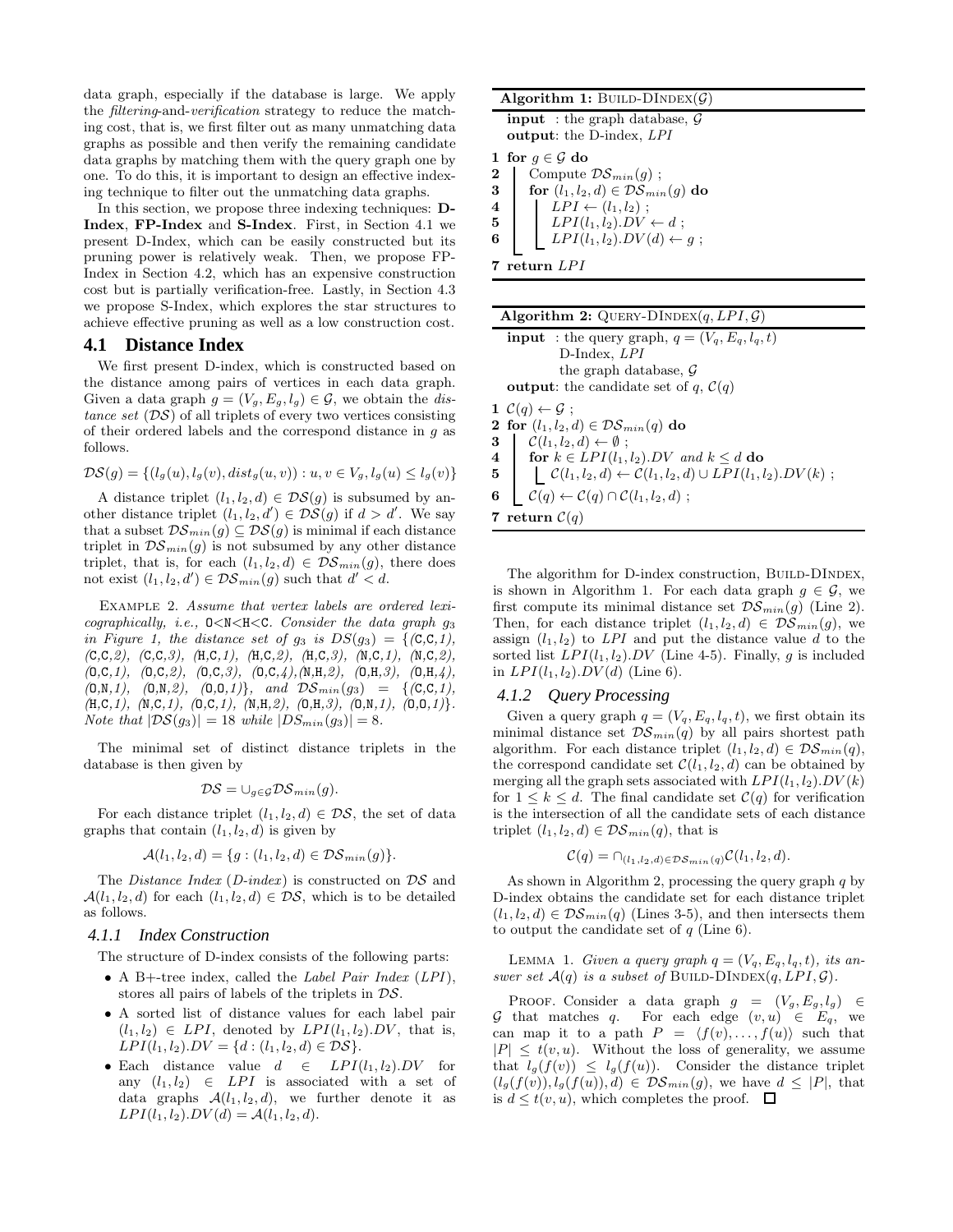data graph, especially if the database is large. We apply the *filtering*-and-*verification* strategy to reduce the matching cost, that is, we first filter out as many unmatching data graphs as possible and then verify the remaining candidate data graphs by matching them with the query graph one by one. To do this, it is important to design an effective indexing technique to filter out the unmatching data graphs.

In this section, we propose three indexing techniques: **D-Index**, **FP-Index** and **S-Index**. First, in Section 4.1 we present D-Index, which can be easily constructed but its pruning power is relatively weak. Then, we propose FP-Index in Section 4.2, which has an expensive construction cost but is partially verification-free. Lastly, in Section 4.3 we propose S-Index, which explores the star structures to achieve effective pruning as well as a low construction cost.

## 4.1 Distance Index

We first present D-index, which is constructed based on the distance among pairs of vertices in each data graph. Given a data graph $g = (V_g, E_g, l_g) \in \mathcal{G}$, we obtain the *distance set* ($\mathcal{DS}$) of all triplets of every two vertices consisting of their ordered labels and the correspond distance in $g$ as follows.

$$\mathcal{DS}(g) = \{(l_g(u), l_g(v), dist_g(u, v)) : u, v \in V_g, l_g(u) \le l_g(v)\}$$

A distance triplet $(l_1, l_2, d) \in \mathcal{DS}(g)$ is subsumed by another distance triplet $(l_1, l_2, d') \in \mathcal{DS}(g)$ if $d > d'$. We say that a subset $\mathcal{DS}_{min}(g) \subseteq \mathcal{DS}(g)$ is minimal if each distance triplet in $\mathcal{DS}_{min}(g)$ is not subsumed by any other distance triplet, that is, for each $(l_1, l_2, d) \in \mathcal{DS}_{min}(g)$, there does not exist $(l_1, l_2, d') \in \mathcal{DS}_{min}(g)$ such that $d' < d$.

Example 2. *Assume that vertex labels are ordered lexicographically, i.e.,* O<N<H<C*. Consider the data graph $g_3$ in Figure 1, the distance set of $g_3$ is $DS(g_3) = \{$(C,C,1), (C,C,2), (C,C,3), (H,C,1), (H,C,2), (H,C,3), (N,C,1), (N,C,2), (O,C,1), (O,C,2), (O,C,3), (O,C,4),(N,H,2), (O,H,3), (O,H,4), (O,N,1), (O,N,2), (O,O,1)$\}$, and $\mathcal{DS}_{min}(g_3) = \{$(C,C,1), (H,C,1), (N,C,1), (O,C,1), (N,H,2), (O,H,3), (O,N,1), (O,O,1)$\}$. Note that $|\mathcal{DS}(g_3)| = 18$ while $|DS_{min}(g_3)| = 8$.*

The minimal set of distinct distance triplets in the database is then given by

$$\mathcal{DS} = \cup_{g \in \mathcal{G}} \mathcal{DS}_{min}(g).$$

For each distance triplet $(l_1, l_2, d) \in \mathcal{DS}$, the set of data graphs that contain $(l_1, l_2, d)$ is given by

$$\mathcal{A}(l_1, l_2, d) = \{g : (l_1, l_2, d) \in \mathcal{DS}_{min}(g)\}.$$

The *Distance Index* (*D-index*) is constructed on $\mathcal{DS}$ and $\mathcal{A}(l_1, l_2, d)$ for each $(l_1, l_2, d) \in \mathcal{DS}$, which is to be detailed as follows.

### 4.1.1 Index Construction

The structure of D-index consists of the following parts:

- A B+-tree index, called the *Label Pair Index* (*LPI*), stores all pairs of labels of the triplets in $\mathcal{DS}$.
- A sorted list of distance values for each label pair $(l_1, l_2) \in LPI$, denoted by $LPI(l_1, l_2).DV$, that is, $LPI(l_1, l_2).DV = \{d : (l_1, l_2, d) \in \mathcal{DS}\}$.
- Each distance value $d \in LPI(l_1, l_2).DV$ for any $(l_1, l_2) \in LPI$ is associated with a set of data graphs $\mathcal{A}(l_1, l_2, d)$, we further denote it as $LPI(l_1, l_2).DV(d) = \mathcal{A}(l_1, l_2, d)$.

**Algorithm 1:** Build-DIndex($\mathcal{G}$)

```
input : the graph database, G
output: the D-index, LPI
1 for g ∈ G do
2     Compute DS_min(g) ;
3     for (l1, l2, d) ∈ DS_min(g) do
4         LPI ← (l1, l2) ;
5         LPI(l1, l2).DV ← d ;
6         LPI(l1, l2).DV(d) ← g ;
7 return LPI
```

**Algorithm 2:** Query-DIndex($q, LPI, \mathcal{G}$)

```
input : the query graph, q = (Vq, Eq, lq, t)
        D-Index, LPI
        the graph database, G
output: the candidate set of q, C(q)
1 C(q) ← G ;
2 for (l1, l2, d) ∈ DS_min(q) do
3     C(l1, l2, d) ← ∅ ;
4     for k ∈ LPI(l1, l2).DV and k ≤ d do
5         C(l1, l2, d) ← C(l1, l2, d) ∪ LPI(l1, l2).DV(k) ;
6     C(q) ← C(q) ∩ C(l1, l2, d) ;
7 return C(q)
```

The algorithm for D-index construction, Build-DIndex, is shown in Algorithm 1. For each data graph $g \in \mathcal{G}$, we first compute its minimal distance set $\mathcal{DS}_{min}(g)$ (Line 2). Then, for each distance triplet $(l_1, l_2, d) \in \mathcal{DS}_{min}(g)$, we assign $(l_1, l_2)$ to $LPI$ and put the distance value $d$ to the sorted list $LPI(l_1, l_2).DV$ (Line 4-5). Finally, $g$ is included in $LPI(l_1, l_2).DV(d)$ (Line 6).

### 4.1.2 Query Processing

Given a query graph $q = (V_q, E_q, l_q, t)$, we first obtain its minimal distance set $\mathcal{DS}_{min}(q)$ by all pairs shortest path algorithm. For each distance triplet $(l_1, l_2, d) \in \mathcal{DS}_{min}(q)$, the correspond candidate set $\mathcal{C}(l_1, l_2, d)$ can be obtained by merging all the graph sets associated with $LPI(l_1, l_2).DV(k)$ for $1 \le k \le d$. The final candidate set $\mathcal{C}(q)$ for verification is the intersection of all the candidate sets of each distance triplet $(l_1, l_2, d) \in \mathcal{DS}_{min}(q)$, that is

$$\mathcal{C}(q) = \cap_{(l_1, l_2, d) \in \mathcal{DS}_{min}(q)} \mathcal{C}(l_1, l_2, d).$$

As shown in Algorithm 2, processing the query graph $q$ by D-index obtains the candidate set for each distance triplet $(l_1, l_2, d) \in \mathcal{DS}_{min}(q)$ (Lines 3-5), and then intersects them to output the candidate set of $q$ (Line 6).

Lemma 1. *Given a query graph $q = (V_q, E_q, l_q, t)$, its answer set $\mathcal{A}(q)$ is a subset of* Build-DIndex$(q, LPI, \mathcal{G})$.

Proof. Consider a data graph $g = (V_g, E_g, l_g) \in \mathcal{G}$ that matches $q$. For each edge $(v, u) \in E_q$, we can map it to a path $P = \langle f(v), \ldots, f(u) \rangle$ such that $|P| \le t(v, u)$. Without the loss of generality, we assume that $l_g(f(v)) \le l_g(f(u))$. Consider the distance triplet $(l_g(f(v)), l_g(f(u)), d) \in \mathcal{DS}_{min}(g)$, we have $d \le |P|$, that is $d \le t(v, u)$, which completes the proof. ☐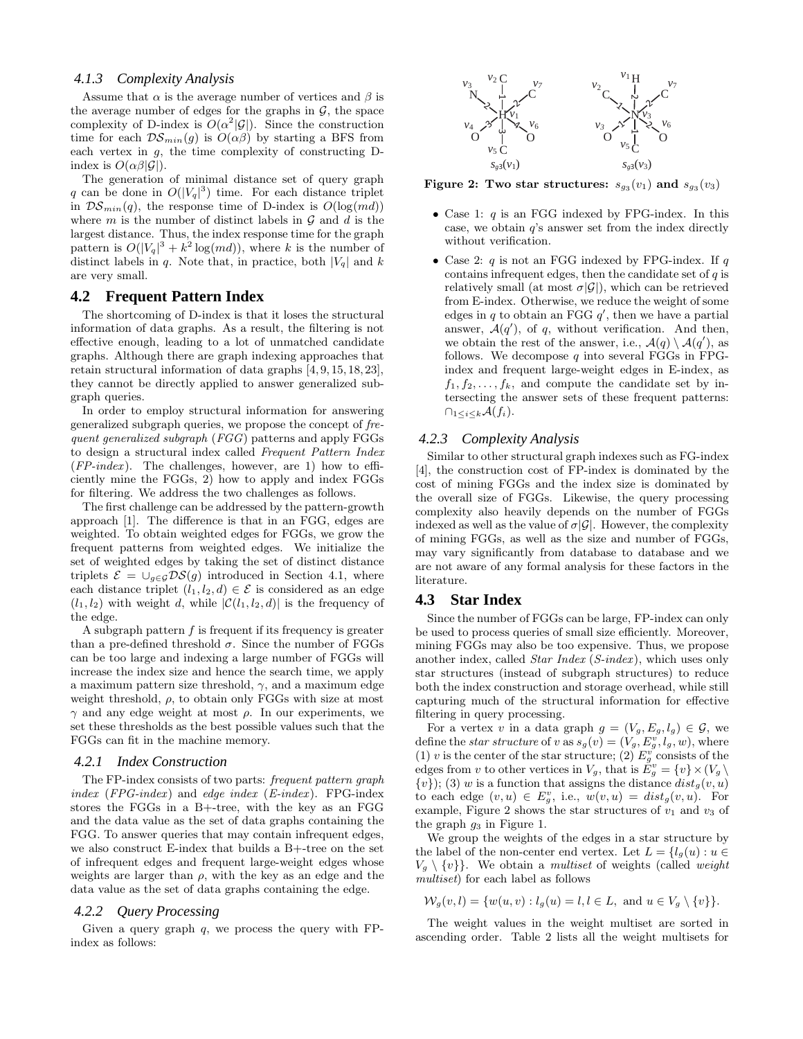#### 4.1.3 Complexity Analysis

Assume that $\alpha$ is the average number of vertices and $\beta$ is the average number of edges for the graphs in $\mathcal{G}$, the space complexity of D-index is $O(\alpha^2|\mathcal{G}|)$. Since the construction time for each $\mathcal{DS}_{min}(g)$ by starting a BFS from each vertex in $g$, the time complexity of constructing D-index is $O(\alpha\beta|\mathcal{G}|)$.

The generation of minimal distance set of query graph $q$ can be done in $O(|V_q|^3)$ time. For each distance triplet in $\mathcal{DS}_{min}(q)$, the response time of D-index is $O(\log(md))$ where $m$ is the number of distinct labels in $\mathcal{G}$ and $d$ is the largest distance. Thus, the index response time for the graph pattern is $O(|V_q|^3 + k^2 \log(md))$, where $k$ is the number of distinct labels in $q$. Note that, in practice, both $|V_q|$ and $k$ are very small.

### 4.2 Frequent Pattern Index

The shortcoming of D-index is that it loses the structural information of data graphs. As a result, the filtering is not effective enough, leading to a lot of unmatched candidate graphs. Although there are graph indexing approaches that retain structural information of data graphs [4,9,15,18,23], they cannot be directly applied to answer generalized subgraph queries.

In order to employ structural information for answering generalized subgraph queries, we propose the concept of *frequent generalized subgraph* (*FGG*) patterns and apply FGGs to design a structural index called *Frequent Pattern Index* (*FP-index*). The challenges, however, are 1) how to efficiently mine the FGGs, 2) how to apply and index FGGs for filtering. We address the two challenges as follows.

The first challenge can be addressed by the pattern-growth approach [1]. The difference is that in an FGG, edges are weighted. To obtain weighted edges for FGGs, we grow the frequent patterns from weighted edges. We initialize the set of weighted edges by taking the set of distinct distance triplets $\mathcal{E} = \cup_{g\in\mathcal{G}}\mathcal{DS}(g)$ introduced in Section 4.1, where each distance triplet $(l_1, l_2, d) \in \mathcal{E}$ is considered as an edge $(l_1, l_2)$ with weight $d$, while $|\mathcal{C}(l_1, l_2, d)|$ is the frequency of the edge.

A subgraph pattern $f$ is frequent if its frequency is greater than a pre-defined threshold $\sigma$. Since the number of FGGs can be too large and indexing a large number of FGGs will increase the index size and hence the search time, we apply a maximum pattern size threshold, $\gamma$, and a maximum edge weight threshold, $\rho$, to obtain only FGGs with size at most $\gamma$ and any edge weight at most $\rho$. In our experiments, we set these thresholds as the best possible values such that the FGGs can fit in the machine memory.

#### 4.2.1 Index Construction

The FP-index consists of two parts: *frequent pattern graph index* (*FPG-index*) and *edge index* (*E-index*). FPG-index stores the FGGs in a B+-tree, with the key as an FGG and the data value as the set of data graphs containing the FGG. To answer queries that may contain infrequent edges, we also construct E-index that builds a B+-tree on the set of infrequent edges and frequent large-weight edges whose weights are larger than $\rho$, with the key as an edge and the data value as the set of data graphs containing the edge.

#### 4.2.2 Query Processing

Given a query graph $q$, we process the query with FP-index as follows:

**Figure 2: Two star structures: $s_{g_3}(v_1)$ and $s_{g_3}(v_3)$**

- Case 1: $q$ is an FGG indexed by FPG-index. In this case, we obtain $q$'s answer set from the index directly without verification.
- Case 2: $q$ is not an FGG indexed by FPG-index. If $q$ contains infrequent edges, then the candidate set of $q$ is relatively small (at most $\sigma|\mathcal{G}|$), which can be retrieved from E-index. Otherwise, we reduce the weight of some edges in $q$ to obtain an FGG $q'$, then we have a partial answer, $\mathcal{A}(q')$, of $q$, without verification. And then, we obtain the rest of the answer, i.e., $\mathcal{A}(q) \setminus \mathcal{A}(q')$, as follows. We decompose $q$ into several FGGs in FPG-index and frequent large-weight edges in E-index, as $f_1, f_2, \ldots, f_k$, and compute the candidate set by intersecting the answer sets of these frequent patterns: $\cap_{1\le i\le k}\mathcal{A}(f_i)$.

#### 4.2.3 Complexity Analysis

Similar to other structural graph indexes such as FG-index [4], the construction cost of FP-index is dominated by the cost of mining FGGs and the index size is dominated by the overall size of FGGs. Likewise, the query processing complexity also heavily depends on the number of FGGs indexed as well as the value of $\sigma|\mathcal{G}|$. However, the complexity of mining FGGs, as well as the size and number of FGGs, may vary significantly from database to database and we are not aware of any formal analysis for these factors in the literature.

### 4.3 Star Index

Since the number of FGGs can be large, FP-index can only be used to process queries of small size efficiently. Moreover, mining FGGs may also be too expensive. Thus, we propose another index, called *Star Index* (*S-index*), which uses only star structures (instead of subgraph structures) to reduce both the index construction and storage overhead, while still capturing much of the structural information for effective filtering in query processing.

For a vertex $v$ in a data graph $g = (V_g, E_g, l_g) \in \mathcal{G}$, we define the *star structure* of $v$ as $s_g(v) = (V_g, E_g^v, l_g, w)$, where (1) $v$ is the center of the star structure; (2) $E_g^v$ consists of the edges from $v$ to other vertices in $V_g$, that is $E_g^v = \{v\} \times (V_g \setminus \{v\})$; (3) $w$ is a function that assigns the distance $dist_g(v, u)$ to each edge $(v, u) \in E_g^v$, i.e., $w(v, u) = dist_g(v, u)$. For example, Figure 2 shows the star structures of $v_1$ and $v_3$ of the graph $g_3$ in Figure 1.

We group the weights of the edges in a star structure by the label of the non-center end vertex. Let $L = \{l_g(u) : u \in V_g \setminus \{v\}\}$. We obtain a *multiset* of weights (called *weight multiset*) for each label as follows

$$\mathcal{W}_g(v, l) = \{w(u, v) : l_g(u) = l, l \in L, \text{ and } u \in V_g \setminus \{v\}\}.$$

The weight values in the weight multiset are sorted in ascending order. Table 2 lists all the weight multisets for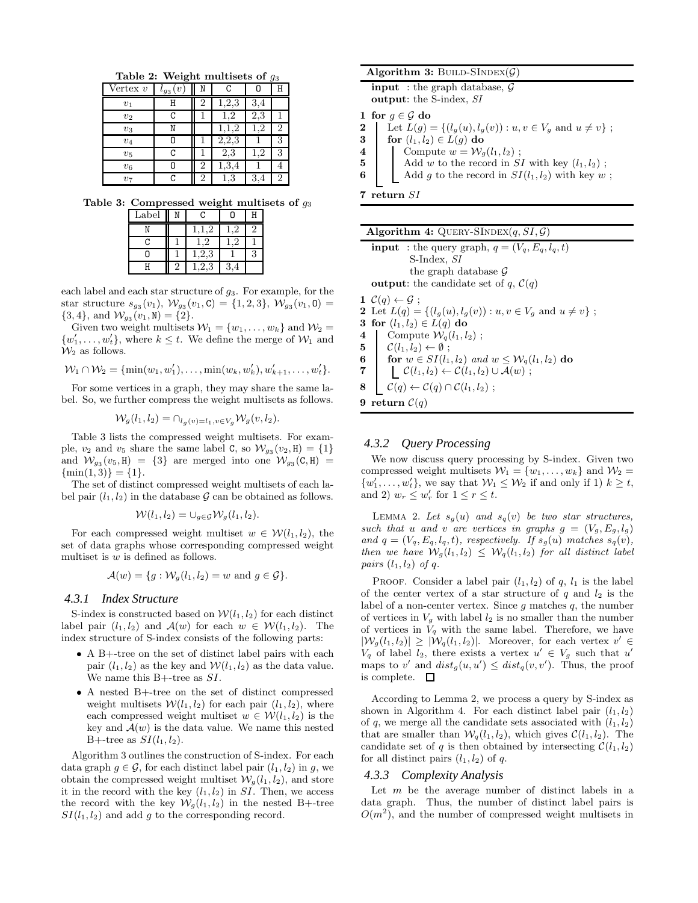**Table 2: Weight multisets of $g_3$**

| Vertex $v$ | $l_{g_3}(v)$ | N | C | O | H |
|---|---|---|---|---|---|
| $v_1$ | H | 2 | 1,2,3 | 3,4 | |
| $v_2$ | C | 1 | 1,2 | 2,3 | 1 |
| $v_3$ | N | | 1,1,2 | 1,2 | 2 |
| $v_4$ | O | 1 | 2,2,3 | 1 | 3 |
| $v_5$ | C | 1 | 2,3 | 1,2 | 3 |
| $v_6$ | O | 2 | 1,3,4 | 1 | 4 |
| $v_7$ | C | 2 | 1,3 | 3,4 | 2 |

**Table 3: Compressed weight multisets of $g_3$**

| Label | N | C | O | H |
|---|---|---|---|---|
| N | | 1,1,2 | 1,2 | 2 |
| C | 1 | 1,2 | 1,2 | 1 |
| O | 1 | 1,2,3 | 1 | 3 |
| H | 2 | 1,2,3 | 3,4 | |

each label and each star structure of $g_3$. For example, for the star structure $s_{g_3}(v_1)$, $\mathcal{W}_{g_3}(v_1, \texttt{C}) = \{1, 2, 3\}$, $\mathcal{W}_{g_3}(v_1, \texttt{O}) = \{3, 4\}$, and $\mathcal{W}_{g_3}(v_1, \texttt{N}) = \{2\}$.

Given two weight multisets $\mathcal{W}_1 = \{w_1, \ldots, w_k\}$ and $\mathcal{W}_2 = \{w'_1, \ldots, w'_t\}$, where $k \leq t$. We define the merge of $\mathcal{W}_1$ and $\mathcal{W}_2$ as follows.

$$\mathcal{W}_1 \cap \mathcal{W}_2 = \{\min(w_1, w'_1), \ldots, \min(w_k, w'_k), w'_{k+1}, \ldots, w'_t\}.$$

For some vertices in a graph, they may share the same label. So, we further compress the weight multisets as follows.

$$\mathcal{W}_g(l_1, l_2) = \cap_{l_g(v)=l_1, v \in V_g} \mathcal{W}_g(v, l_2).$$

Table 3 lists the compressed weight multisets. For example, $v_2$ and $v_5$ share the same label C, so $\mathcal{W}_{g_3}(v_2, \texttt{H}) = \{1\}$ and $\mathcal{W}_{g_3}(v_5, \texttt{H}) = \{3\}$ are merged into one $\mathcal{W}_{g_3}(\texttt{C}, \texttt{H}) = \{\min(1, 3)\} = \{1\}$.

The set of distinct compressed weight multisets of each label pair $(l_1, l_2)$ in the database $\mathcal{G}$ can be obtained as follows.

$$\mathcal{W}(l_1, l_2) = \cup_{g \in \mathcal{G}} \mathcal{W}_g(l_1, l_2).$$

For each compressed weight multiset $w \in \mathcal{W}(l_1, l_2)$, the set of data graphs whose corresponding compressed weight multiset is $w$ is defined as follows.

$$\mathcal{A}(w) = \{g : \mathcal{W}_g(l_1, l_2) = w \text{ and } g \in \mathcal{G}\}.$$

#### 4.3.1 Index Structure

S-index is constructed based on $\mathcal{W}(l_1, l_2)$ for each distinct label pair $(l_1, l_2)$ and $\mathcal{A}(w)$ for each $w \in \mathcal{W}(l_1, l_2)$. The index structure of S-index consists of the following parts:

- A B+-tree on the set of distinct label pairs with each pair $(l_1, l_2)$ as the key and $\mathcal{W}(l_1, l_2)$ as the data value. We name this B+-tree as $SI$.
- A nested B+-tree on the set of distinct compressed weight multisets $\mathcal{W}(l_1, l_2)$ for each pair $(l_1, l_2)$, where each compressed weight multiset $w \in \mathcal{W}(l_1, l_2)$ is the key and $\mathcal{A}(w)$ is the data value. We name this nested B+-tree as $SI(l_1, l_2)$.

Algorithm 3 outlines the construction of S-index. For each data graph $g \in \mathcal{G}$, for each distinct label pair $(l_1, l_2)$ in $g$, we obtain the compressed weight multiset $\mathcal{W}_g(l_1, l_2)$, and store it in the record with the key $(l_1, l_2)$ in $SI$. Then, we access the record with the key $\mathcal{W}_g(l_1, l_2)$ in the nested B+-tree $SI(l_1, l_2)$ and add $g$ to the corresponding record.

**Algorithm 3:** BUILD-SINDEX($\mathcal{G}$)

```
input  : the graph database, G
output : the S-index, SI
1 for g ∈ G do
2     Let L(g) = {(l_g(u), l_g(v)) : u, v ∈ V_g and u ≠ v} ;
3     for (l1, l2) ∈ L(g) do
4         Compute w = W_g(l1, l2) ;
5         Add w to the record in SI with key (l1, l2) ;
6         Add g to the record in SI(l1, l2) with key w ;
7 return SI
```

**Algorithm 4:** QUERY-SINDEX($q, SI, \mathcal{G}$)

```
input  : the query graph, q = (V_q, E_q, l_q, t)
         S-Index, SI
         the graph database G
output : the candidate set of q, C(q)
1 C(q) ← G ;
2 Let L(q) = {(l_g(u), l_g(v)) : u, v ∈ V_g and u ≠ v} ;
3 for (l1, l2) ∈ L(q) do
4     Compute W_q(l1, l2) ;
5     C(l1, l2) ← ∅ ;
6     for w ∈ SI(l1, l2) and w ≤ W_q(l1, l2) do
7         C(l1, l2) ← C(l1, l2) ∪ A(w) ;
8     C(q) ← C(q) ∩ C(l1, l2) ;
9 return C(q)
```

#### 4.3.2 Query Processing

We now discuss query processing by S-index. Given two compressed weight multisets $\mathcal{W}_1 = \{w_1, \ldots, w_k\}$ and $\mathcal{W}_2 = \{w'_1, \ldots, w'_t\}$, we say that $\mathcal{W}_1 \leq \mathcal{W}_2$ if and only if 1) $k \geq t$, and 2) $w_r \leq w'_r$ for $1 \leq r \leq t$.

LEMMA 2. *Let $s_g(u)$ and $s_q(v)$ be two star structures, such that $u$ and $v$ are vertices in graphs $g = (V_g, E_g, l_g)$ and $q = (V_q, E_q, l_q, t)$, respectively. If $s_g(u)$ matches $s_q(v)$, then we have $\mathcal{W}_g(l_1, l_2) \leq \mathcal{W}_q(l_1, l_2)$ for all distinct label pairs $(l_1, l_2)$ of $q$.*

PROOF. Consider a label pair $(l_1, l_2)$ of $q$, $l_1$ is the label of the center vertex of a star structure of $q$ and $l_2$ is the label of a non-center vertex. Since $g$ matches $q$, the number of vertices in $V_g$ with label $l_2$ is no smaller than the number of vertices in $V_q$ with the same label. Therefore, we have $|\mathcal{W}_g(l_1, l_2)| \geq |\mathcal{W}_q(l_1, l_2)|$. Moreover, for each vertex $v' \in V_q$ of label $l_2$, there exists a vertex $u' \in V_g$ such that $u'$ maps to $v'$ and $dist_g(u, u') \leq dist_q(v, v')$. Thus, the proof is complete. □

According to Lemma 2, we process a query by S-index as shown in Algorithm 4. For each distinct label pair $(l_1, l_2)$ of $q$, we merge all the candidate sets associated with $(l_1, l_2)$ that are smaller than $\mathcal{W}_q(l_1, l_2)$, which gives $\mathcal{C}(l_1, l_2)$. The candidate set of $q$ is then obtained by intersecting $\mathcal{C}(l_1, l_2)$ for all distinct pairs $(l_1, l_2)$ of $q$.

#### 4.3.3 Complexity Analysis

Let $m$ be the average number of distinct labels in a data graph. Thus, the number of distinct label pairs is $O(m^2)$, and the number of compressed weight multisets in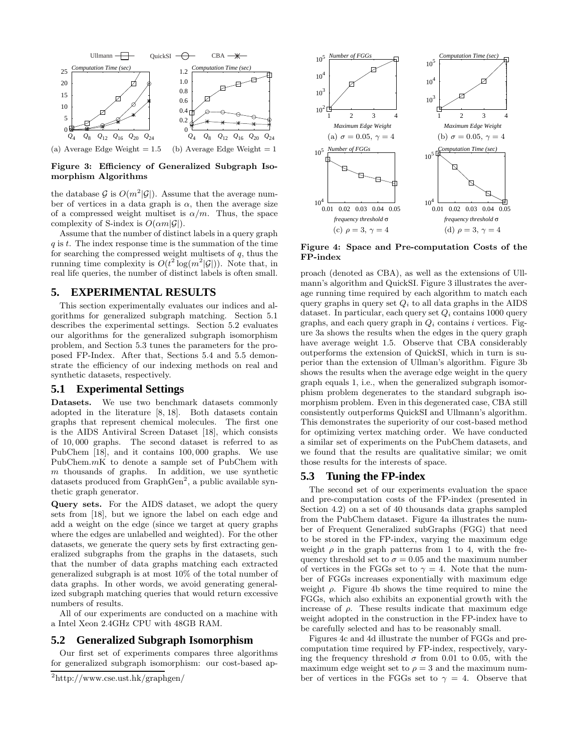Figure 3: Efficiency of Generalized Subgraph Isomorphism Algorithms

(a) Average Edge Weight = 1.5 (b) Average Edge Weight = 1

the database $\mathcal{G}$ is $O(m^2|\mathcal{G}|)$. Assume that the average number of vertices in a data graph is $\alpha$, then the average size of a compressed weight multiset is $\alpha/m$. Thus, the space complexity of S-index is $O(\alpha m|\mathcal{G}|)$.

Assume that the number of distinct labels in a query graph $q$ is $t$. The index response time is the summation of the time for searching the compressed weight multisets of $q$, thus the running time complexity is $O(t^2 \log(m^2|\mathcal{G}|))$. Note that, in real life queries, the number of distinct labels is often small.

## 5. EXPERIMENTAL RESULTS

This section experimentally evaluates our indices and algorithms for generalized subgraph matching. Section 5.1 describes the experimental settings. Section 5.2 evaluates our algorithms for the generalized subgraph isomorphism problem, and Section 5.3 tunes the parameters for the proposed FP-Index. After that, Sections 5.4 and 5.5 demonstrate the efficiency of our indexing methods on real and synthetic datasets, respectively.

### 5.1 Experimental Settings

**Datasets.** We use two benchmark datasets commonly adopted in the literature [8, 18]. Both datasets contain graphs that represent chemical molecules. The first one is the AIDS Antiviral Screen Dataset [18], which consists of 10,000 graphs. The second dataset is referred to as PubChem [18], and it contains 100,000 graphs. We use PubChem.$m$K to denote a sample set of PubChem with $m$ thousands of graphs. In addition, we use synthetic datasets produced from GraphGen[2], a public available synthetic graph generator.

**Query sets.** For the AIDS dataset, we adopt the query sets from [18], but we ignore the label on each edge and add a weight on the edge (since we target at query graphs where the edges are unlabelled and weighted). For the other datasets, we generate the query sets by first extracting generalized subgraphs from the graphs in the datasets, such that the number of data graphs matching each extracted generalized subgraph is at most 10% of the total number of data graphs. In other words, we avoid generating generalized subgraph matching queries that would return excessive numbers of results.

All of our experiments are conducted on a machine with a Intel Xeon 2.4GHz CPU with 48GB RAM.

### 5.2 Generalized Subgraph Isomorphism

Our first set of experiments compares three algorithms for generalized subgraph isomorphism: our cost-based approach (denoted as CBA), as well as the extensions of Ullmann's algorithm and QuickSI. Figure 3 illustrates the average running time required by each algorithm to match each query graphs in query set $Q_i$ to all data graphs in the AIDS dataset. In particular, each query set $Q_i$ contains 1000 query graphs, and each query graph in $Q_i$ contains $i$ vertices. Figure 3a shows the results when the edges in the query graph have average weight 1.5. Observe that CBA considerably outperforms the extension of QuickSI, which in turn is superior than the extension of Ullman's algorithm. Figure 3b shows the results when the average edge weight in the query graph equals 1, i.e., when the generalized subgraph isomorphism problem degenerates to the standard subgraph isomorphism problem. Even in this degenerated case, CBA still consistently outperforms QuickSI and Ullmann's algorithm. This demonstrates the superiority of our cost-based method for optimizing vertex matching order. We have conducted a similar set of experiments on the PubChem datasets, and we found that the results are qualitative similar; we omit those results for the interests of space.

Figure 4: Space and Pre-computation Costs of the FP-index

(a) $\sigma = 0.05$, $\gamma = 4$ (b) $\sigma = 0.05$, $\gamma = 4$ (c) $\rho = 3$, $\gamma = 4$ (d) $\rho = 3$, $\gamma = 4$

### 5.3 Tuning the FP-index

The second set of our experiments evaluation the space and pre-computation costs of the FP-index (presented in Section 4.2) on a set of 40 thousands data graphs sampled from the PubChem dataset. Figure 4a illustrates the number of Frequent Generalized subGraphs (FGG) that need to be stored in the FP-index, varying the maximum edge weight $\rho$ in the graph patterns from 1 to 4, with the frequency threshold set to $\sigma = 0.05$ and the maximum number of vertices in the FGGs set to $\gamma = 4$. Note that the number of FGGs increases exponentially with maximum edge weight $\rho$. Figure 4b shows the time required to mine the FGGs, which also exhibits an exponential growth with the increase of $\rho$. These results indicate that maximum edge weight adopted in the construction in the FP-index have to be carefully selected and has to be reasonably small.

Figures 4c and 4d illustrate the number of FGGs and pre-computation time required by FP-index, respectively, varying the frequency threshold $\sigma$ from 0.01 to 0.05, with the maximum edge weight set to $\rho = 3$ and the maximum number of vertices in the FGGs set to $\gamma = 4$. Observe that

[2]http://www.cse.ust.hk/graphgen/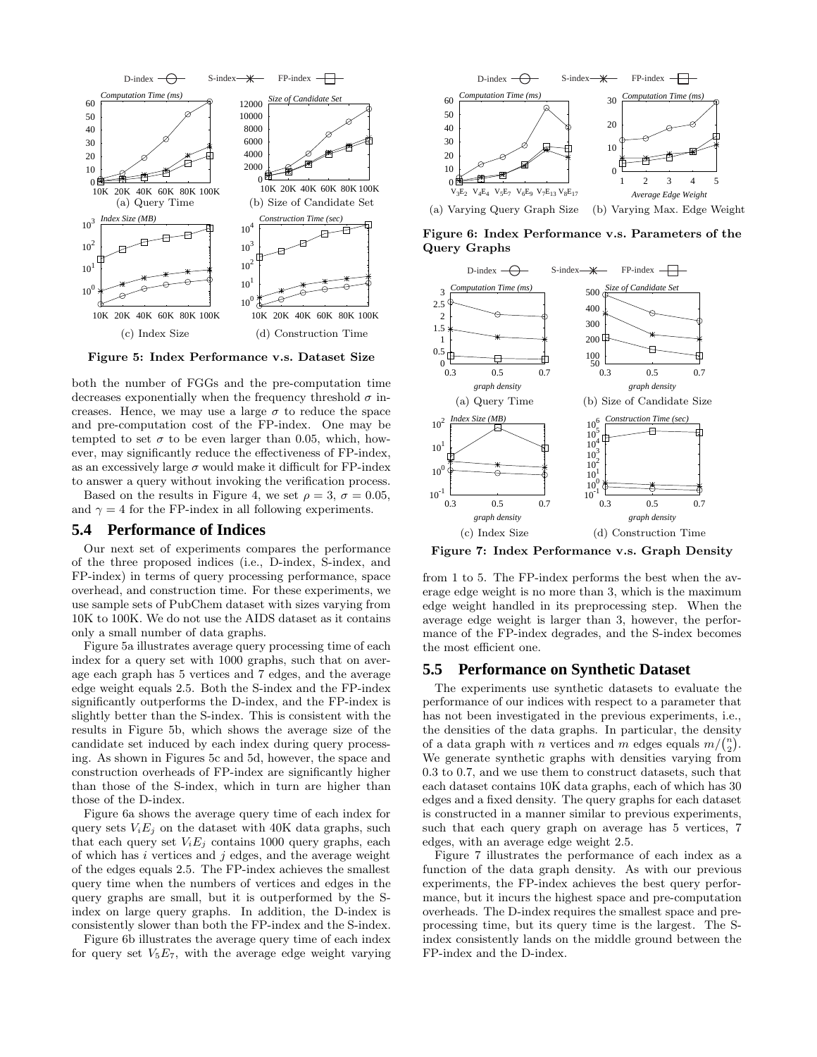Figure 5: Index Performance v.s. Dataset Size

both the number of FGGs and the pre-computation time decreases exponentially when the frequency threshold $\sigma$ increases. Hence, we may use a large $\sigma$ to reduce the space and pre-computation cost of the FP-index. One may be tempted to set $\sigma$ to be even larger than 0.05, which, however, may significantly reduce the effectiveness of FP-index, as an excessively large $\sigma$ would make it difficult for FP-index to answer a query without invoking the verification process.

Based on the results in Figure 4, we set $\rho = 3$, $\sigma = 0.05$, and $\gamma = 4$ for the FP-index in all following experiments.

## 5.4 Performance of Indices

Our next set of experiments compares the performance of the three proposed indices (i.e., D-index, S-index, and FP-index) in terms of query processing performance, space overhead, and construction time. For these experiments, we use sample sets of PubChem dataset with sizes varying from 10K to 100K. We do not use the AIDS dataset as it contains only a small number of data graphs.

Figure 5a illustrates average query processing time of each index for a query set with 1000 graphs, such that on average each graph has 5 vertices and 7 edges, and the average edge weight equals 2.5. Both the S-index and the FP-index significantly outperforms the D-index, and the FP-index is slightly better than the S-index. This is consistent with the results in Figure 5b, which shows the average size of the candidate set induced by each index during query processing. As shown in Figures 5c and 5d, however, the space and construction overheads of FP-index are significantly higher than those of the S-index, which in turn are higher than those of the D-index.

Figure 6a shows the average query time of each index for query sets $V_iE_j$ on the dataset with 40K data graphs, such that each query set $V_iE_j$ contains 1000 query graphs, each of which has $i$ vertices and $j$ edges, and the average weight of the edges equals 2.5. The FP-index achieves the smallest query time when the numbers of vertices and edges in the query graphs are small, but it is outperformed by the S-index on large query graphs. In addition, the D-index is consistently slower than both the FP-index and the S-index.

Figure 6b illustrates the average query time of each index for query set $V_5E_7$, with the average edge weight varying from 1 to 5. The FP-index performs the best when the average edge weight is no more than 3, which is the maximum edge weight handled in its preprocessing step. When the average edge weight is larger than 3, however, the performance of the FP-index degrades, and the S-index becomes the most efficient one.

Figure 6: Index Performance v.s. Parameters of the Query Graphs

Figure 7: Index Performance v.s. Graph Density

## 5.5 Performance on Synthetic Dataset

The experiments use synthetic datasets to evaluate the performance of our indices with respect to a parameter that has not been investigated in the previous experiments, i.e., the densities of the data graphs. In particular, the density of a data graph with $n$ vertices and $m$ edges equals $m/\binom{n}{2}$. We generate synthetic graphs with densities varying from 0.3 to 0.7, and we use them to construct datasets, such that each dataset contains 10K data graphs, each of which has 30 edges and a fixed density. The query graphs for each dataset is constructed in a manner similar to previous experiments, such that each query graph on average has 5 vertices, 7 edges, with an average edge weight 2.5.

Figure 7 illustrates the performance of each index as a function of the data graph density. As with our previous experiments, the FP-index achieves the best query performance, but it incurs the highest space and pre-computation overheads. The D-index requires the smallest space and preprocessing time, but its query time is the largest. The S-index consistently lands on the middle ground between the FP-index and the D-index.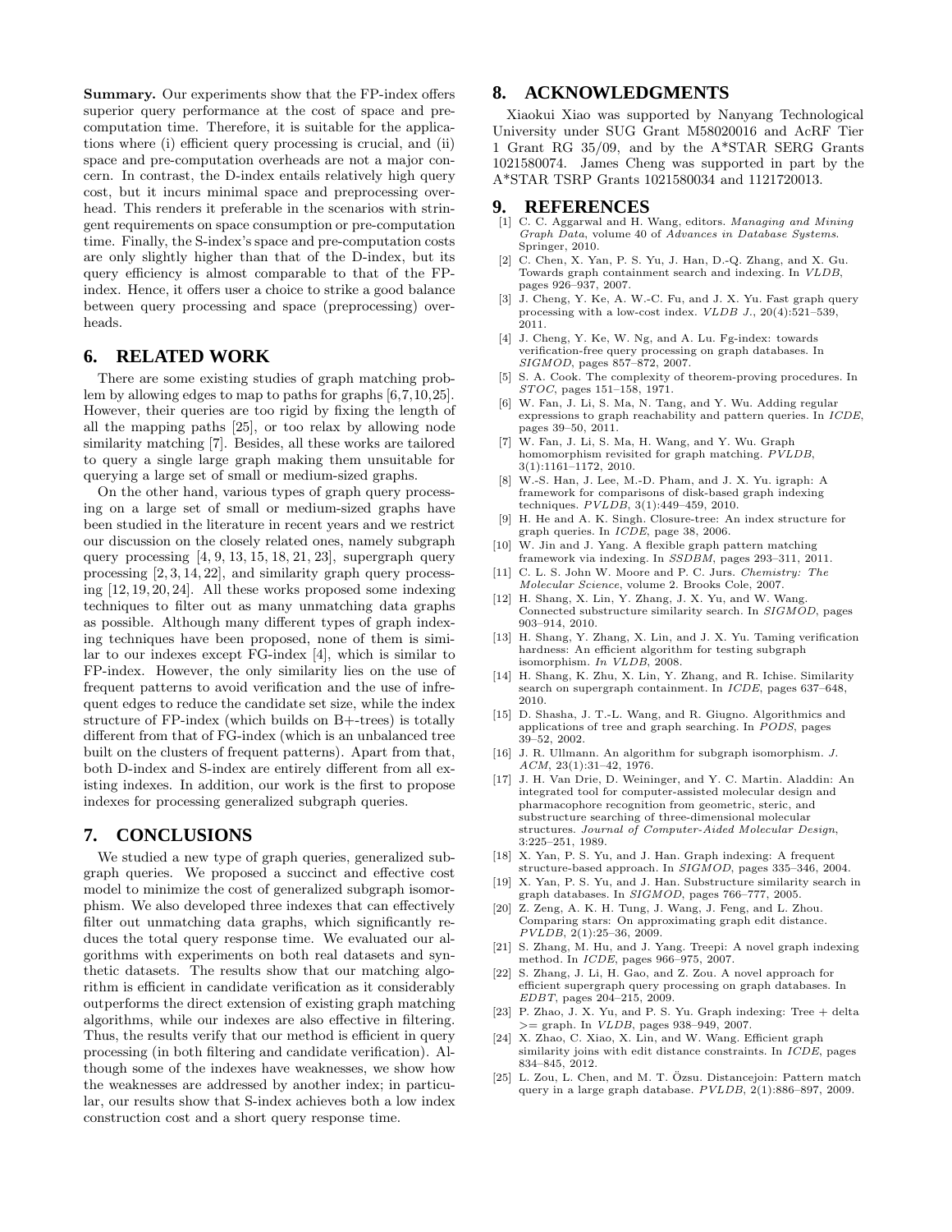**Summary.** Our experiments show that the FP-index offers superior query performance at the cost of space and precomputation time. Therefore, it is suitable for the applications where (i) efficient query processing is crucial, and (ii) space and pre-computation overheads are not a major concern. In contrast, the D-index entails relatively high query cost, but it incurs minimal space and preprocessing overhead. This renders it preferable in the scenarios with stringent requirements on space consumption or pre-computation time. Finally, the S-index's space and pre-computation costs are only slightly higher than that of the D-index, but its query efficiency is almost comparable to that of the FP-index. Hence, it offers user a choice to strike a good balance between query processing and space (preprocessing) overheads.

## 6. RELATED WORK

There are some existing studies of graph matching problem by allowing edges to map to paths for graphs [6,7,10,25]. However, their queries are too rigid by fixing the length of all the mapping paths [25], or too relax by allowing node similarity matching [7]. Besides, all these works are tailored to query a single large graph making them unsuitable for querying a large set of small or medium-sized graphs.

On the other hand, various types of graph query processing on a large set of small or medium-sized graphs have been studied in the literature in recent years and we restrict our discussion on the closely related ones, namely subgraph query processing [4, 9, 13, 15, 18, 21, 23], supergraph query processing [2, 3, 14, 22], and similarity graph query processing [12, 19, 20, 24]. All these works proposed some indexing techniques to filter out as many unmatching data graphs as possible. Although many different types of graph indexing techniques have been proposed, none of them is similar to our indexes except FG-index [4], which is similar to FP-index. However, the only similarity lies on the use of frequent patterns to avoid verification and the use of infrequent edges to reduce the candidate set size, while the index structure of FP-index (which builds on B+-trees) is totally different from that of FG-index (which is an unbalanced tree built on the clusters of frequent patterns). Apart from that, both D-index and S-index are entirely different from all existing indexes. In addition, our work is the first to propose indexes for processing generalized subgraph queries.

## 7. CONCLUSIONS

We studied a new type of graph queries, generalized subgraph queries. We proposed a succinct and effective cost model to minimize the cost of generalized subgraph isomorphism. We also developed three indexes that can effectively filter out unmatching data graphs, which significantly reduces the total query response time. We evaluated our algorithms with experiments on both real datasets and synthetic datasets. The results show that our matching algorithm is efficient in candidate verification as it considerably outperforms the direct extension of existing graph matching algorithms, while our indexes are also effective in filtering. Thus, the results verify that our method is efficient in query processing (in both filtering and candidate verification). Although some of the indexes have weaknesses, we show how the weaknesses are addressed by another index; in particular, our results show that S-index achieves both a low index construction cost and a short query response time.

## 8. ACKNOWLEDGMENTS

Xiaokui Xiao was supported by Nanyang Technological University under SUG Grant M58020016 and AcRF Tier 1 Grant RG 35/09, and by the A*STAR SERG Grants 1021580074. James Cheng was supported in part by the A*STAR TSRP Grants 1021580034 and 1121720013.

## 9. REFERENCES

[1] C. C. Aggarwal and H. Wang, editors. *Managing and Mining Graph Data*, volume 40 of *Advances in Database Systems*. Springer, 2010.

[2] C. Chen, X. Yan, P. S. Yu, J. Han, D.-Q. Zhang, and X. Gu. Towards graph containment search and indexing. In *VLDB*, pages 926–937, 2007.

[3] J. Cheng, Y. Ke, A. W.-C. Fu, and J. X. Yu. Fast graph query processing with a low-cost index. *VLDB J.*, 20(4):521–539, 2011.

[4] J. Cheng, Y. Ke, W. Ng, and A. Lu. Fg-index: towards verification-free query processing on graph databases. In *SIGMOD*, pages 857–872, 2007.

[5] S. A. Cook. The complexity of theorem-proving procedures. In *STOC*, pages 151–158, 1971.

[6] W. Fan, J. Li, S. Ma, N. Tang, and Y. Wu. Adding regular expressions to graph reachability and pattern queries. In *ICDE*, pages 39–50, 2011.

[7] W. Fan, J. Li, S. Ma, H. Wang, and Y. Wu. Graph homomorphism revisited for graph matching. *PVLDB*, 3(1):1161–1172, 2010.

[8] W.-S. Han, J. Lee, M.-D. Pham, and J. X. Yu. igraph: A framework for comparisons of disk-based graph indexing techniques. *PVLDB*, 3(1):449–459, 2010.

[9] H. He and A. K. Singh. Closure-tree: An index structure for graph queries. In *ICDE*, page 38, 2006.

[10] W. Jin and J. Yang. A flexible graph pattern matching framework via indexing. In *SSDBM*, pages 293–311, 2011.

[11] C. L. S. John W. Moore and P. C. Jurs. *Chemistry: The Molecular Science*, volume 2. Brooks Cole, 2007.

[12] H. Shang, X. Lin, Y. Zhang, J. X. Yu, and W. Wang. Connected substructure similarity search. In *SIGMOD*, pages 903–914, 2010.

[13] H. Shang, Y. Zhang, X. Lin, and J. X. Yu. Taming verification hardness: An efficient algorithm for testing subgraph isomorphism. *In VLDB*, 2008.

[14] H. Shang, K. Zhu, X. Lin, Y. Zhang, and R. Ichise. Similarity search on supergraph containment. In *ICDE*, pages 637–648, 2010.

[15] D. Shasha, J. T.-L. Wang, and R. Giugno. Algorithmics and applications of tree and graph searching. In *PODS*, pages 39–52, 2002.

[16] J. R. Ullmann. An algorithm for subgraph isomorphism. *J. ACM*, 23(1):31–42, 1976.

[17] J. H. Van Drie, D. Weininger, and Y. C. Martin. Aladdin: An integrated tool for computer-assisted molecular design and pharmacophore recognition from geometric, steric, and substructure searching of three-dimensional molecular structures. *Journal of Computer-Aided Molecular Design*, 3:225–251, 1989.

[18] X. Yan, P. S. Yu, and J. Han. Graph indexing: A frequent structure-based approach. In *SIGMOD*, pages 335–346, 2004.

[19] X. Yan, P. S. Yu, and J. Han. Substructure similarity search in graph databases. In *SIGMOD*, pages 766–777, 2005.

[20] Z. Zeng, A. K. H. Tung, J. Wang, J. Feng, and L. Zhou. Comparing stars: On approximating graph edit distance. *PVLDB*, 2(1):25–36, 2009.

[21] S. Zhang, M. Hu, and J. Yang. Treepi: A novel graph indexing method. In *ICDE*, pages 966–975, 2007.

[22] S. Zhang, J. Li, H. Gao, and Z. Zou. A novel approach for efficient supergraph query processing on graph databases. In *EDBT*, pages 204–215, 2009.

[23] P. Zhao, J. X. Yu, and P. S. Yu. Graph indexing: Tree + delta >= graph. In *VLDB*, pages 938–949, 2007.

[24] X. Zhao, C. Xiao, X. Lin, and W. Wang. Efficient graph similarity joins with edit distance constraints. In *ICDE*, pages 834–845, 2012.

[25] L. Zou, L. Chen, and M. T. Özsu. Distancejoin: Pattern match query in a large graph database. *PVLDB*, 2(1):886–897, 2009.